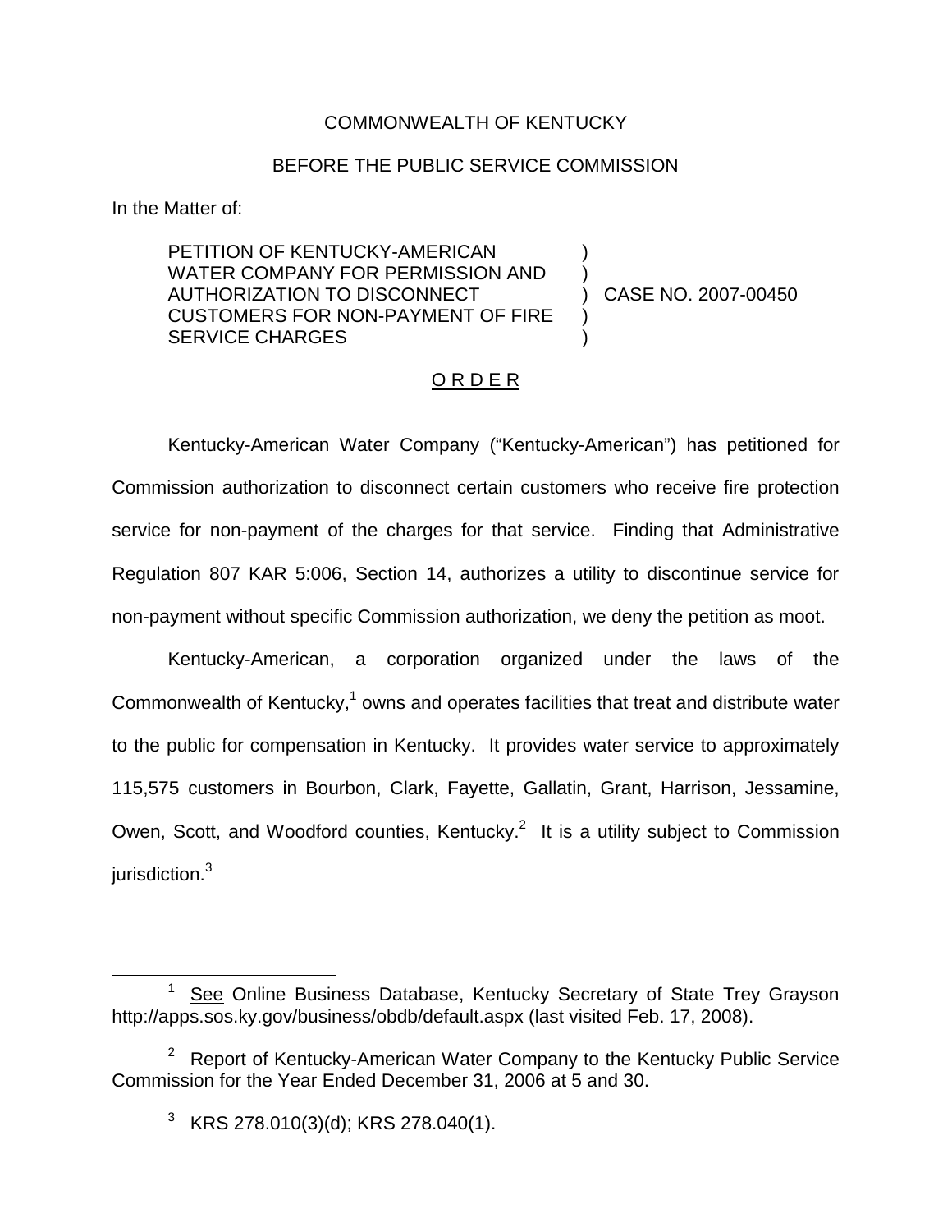COMMONWEALTH OF KENTUCKY

BEFORE THE PUBLIC SERVICE COMMISSION

In the Matter of:

PETITION OF KENTUCKY-AMERICAN WATER COMPANY FOR PERMISSION AND AUTHORIZATION TO DISCONNECT CUSTOMERS FOR NON-PAYMENT OF FIRE SERVICE CHARGES ) CASE NO. 2007-00450

# O R D E R

Kentucky-American Water Company ("Kentucky-American") has petitioned for Commission authorization to disconnect certain customers who receive fire protection service for non-payment of the charges for that service. Finding that Administrative Regulation 807 KAR 5:006, Section 14, authorizes a utility to discontinue service for non-payment without specific Commission authorization, we deny the petition as moot.

Kentucky-American, a corporation organized under the laws of the Commonwealth of Kentucky,[1] owns and operates facilities that treat and distribute water to the public for compensation in Kentucky. It provides water service to approximately 115,575 customers in Bourbon, Clark, Fayette, Gallatin, Grant, Harrison, Jessamine, Owen, Scott, and Woodford counties, Kentucky.[2] It is a utility subject to Commission jurisdiction.[3]

---

[1] See Online Business Database, Kentucky Secretary of State Trey Grayson http://apps.sos.ky.gov/business/obdb/default.aspx (last visited Feb. 17, 2008).

[2] Report of Kentucky-American Water Company to the Kentucky Public Service Commission for the Year Ended December 31, 2006 at 5 and 30.

[3] KRS 278.010(3)(d); KRS 278.040(1).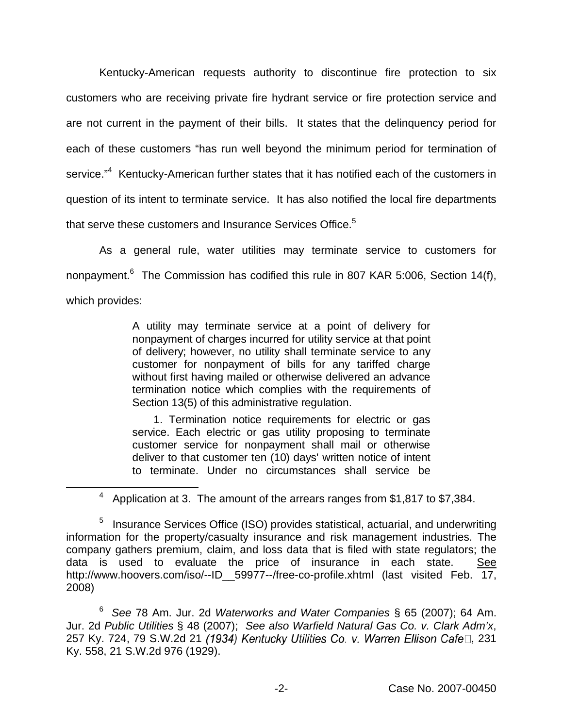Kentucky-American requests authority to discontinue fire protection to six customers who are receiving private fire hydrant service or fire protection service and are not current in the payment of their bills. It states that the delinquency period for each of these customers "has run well beyond the minimum period for termination of service."[4] Kentucky-American further states that it has notified each of the customers in question of its intent to terminate service. It has also notified the local fire departments that serve these customers and Insurance Services Office.[5]

As a general rule, water utilities may terminate service to customers for nonpayment.[6] The Commission has codified this rule in 807 KAR 5:006, Section 14(f), which provides:

> A utility may terminate service at a point of delivery for nonpayment of charges incurred for utility service at that point of delivery; however, no utility shall terminate service to any customer for nonpayment of bills for any tariffed charge without first having mailed or otherwise delivered an advance termination notice which complies with the requirements of Section 13(5) of this administrative regulation.
>
> 1. Termination notice requirements for electric or gas service. Each electric or gas utility proposing to terminate customer service for nonpayment shall mail or otherwise deliver to that customer ten (10) days' written notice of intent to terminate. Under no circumstances shall service be

---

[4] Application at 3. The amount of the arrears ranges from $1,817 to $7,384.

[5] Insurance Services Office (ISO) provides statistical, actuarial, and underwriting information for the property/casualty insurance and risk management industries. The company gathers premium, claim, and loss data that is filed with state regulators; the data is used to evaluate the price of insurance in each state. See http://www.hoovers.com/iso/--ID__59977--/free-co-profile.xhtml (last visited Feb. 17, 2008)

[6] *See* 78 Am. Jur. 2d *Waterworks and Water Companies* § 65 (2007); 64 Am. Jur. 2d *Public Utilities* § 48 (2007); *See also Warfield Natural Gas Co. v. Clark Adm'x*, 257 Ky. 724, 79 S.W.2d 21 (1934) *Kentucky Utilities Co. v. Warren Ellison Cafe*, 231 Ky. 558, 21 S.W.2d 976 (1929).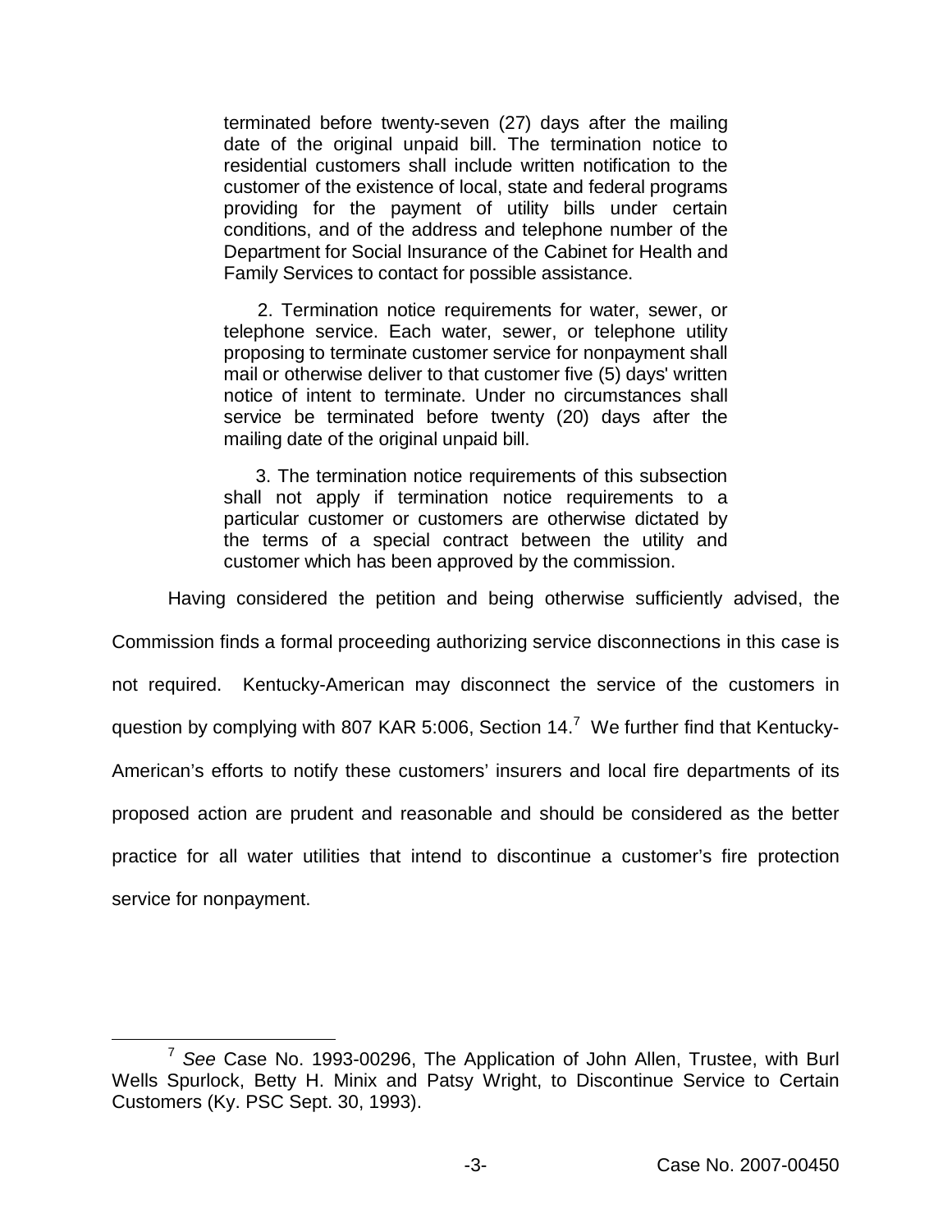terminated before twenty-seven (27) days after the mailing date of the original unpaid bill. The termination notice to residential customers shall include written notification to the customer of the existence of local, state and federal programs providing for the payment of utility bills under certain conditions, and of the address and telephone number of the Department for Social Insurance of the Cabinet for Health and Family Services to contact for possible assistance.

> 2. Termination notice requirements for water, sewer, or telephone service. Each water, sewer, or telephone utility proposing to terminate customer service for nonpayment shall mail or otherwise deliver to that customer five (5) days' written notice of intent to terminate. Under no circumstances shall service be terminated before twenty (20) days after the mailing date of the original unpaid bill.
>
> 3. The termination notice requirements of this subsection shall not apply if termination notice requirements to a particular customer or customers are otherwise dictated by the terms of a special contract between the utility and customer which has been approved by the commission.

Having considered the petition and being otherwise sufficiently advised, the Commission finds a formal proceeding authorizing service disconnections in this case is not required. Kentucky-American may disconnect the service of the customers in question by complying with 807 KAR 5:006, Section 14.[7] We further find that Kentucky-American's efforts to notify these customers' insurers and local fire departments of its proposed action are prudent and reasonable and should be considered as the better practice for all water utilities that intend to discontinue a customer's fire protection service for nonpayment.

[7] *See* Case No. 1993-00296, The Application of John Allen, Trustee, with Burl Wells Spurlock, Betty H. Minix and Patsy Wright, to Discontinue Service to Certain Customers (Ky. PSC Sept. 30, 1993).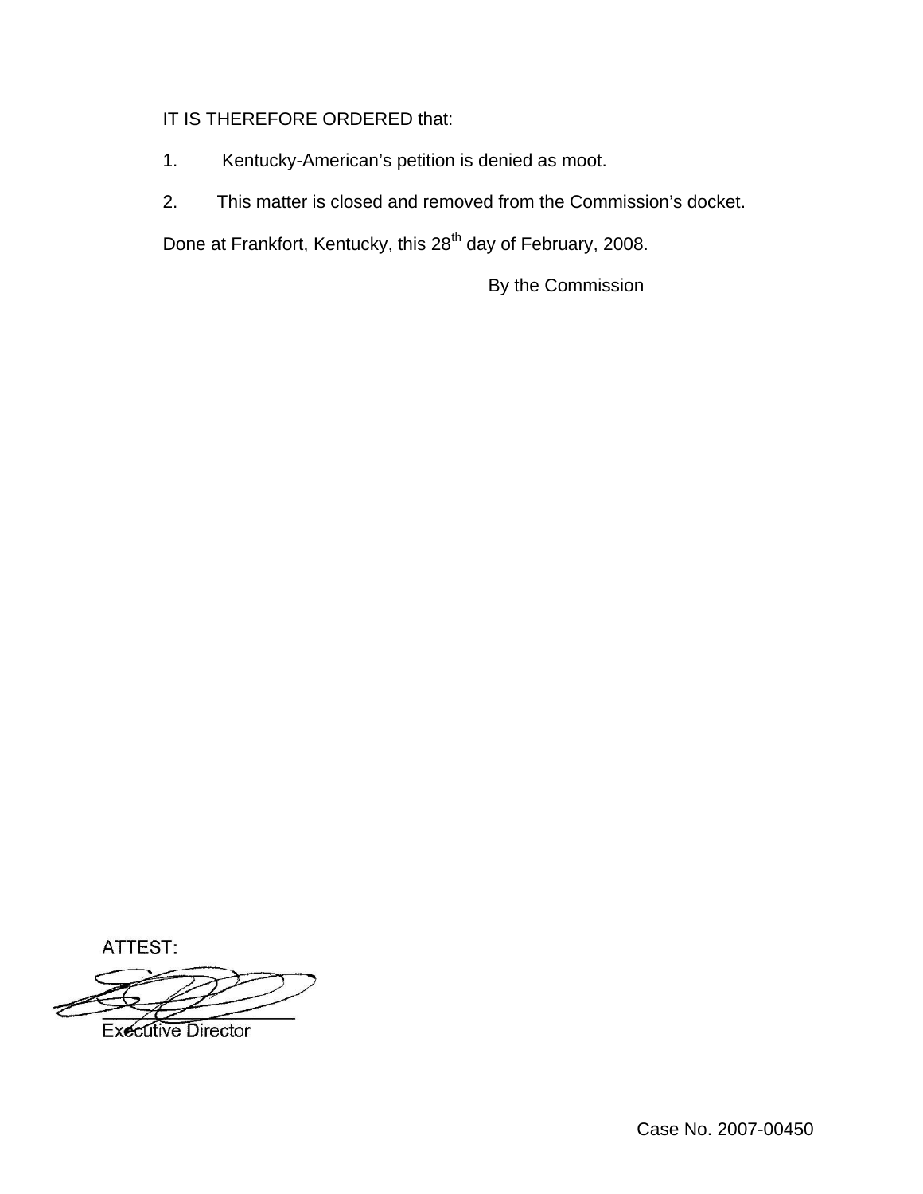IT IS THEREFORE ORDERED that:

1. Kentucky-American's petition is denied as moot.

2. This matter is closed and removed from the Commission's docket.

Done at Frankfort, Kentucky, this 28th day of February, 2008.

By the Commission

ATTEST:

Executive Director

Case No. 2007-00450